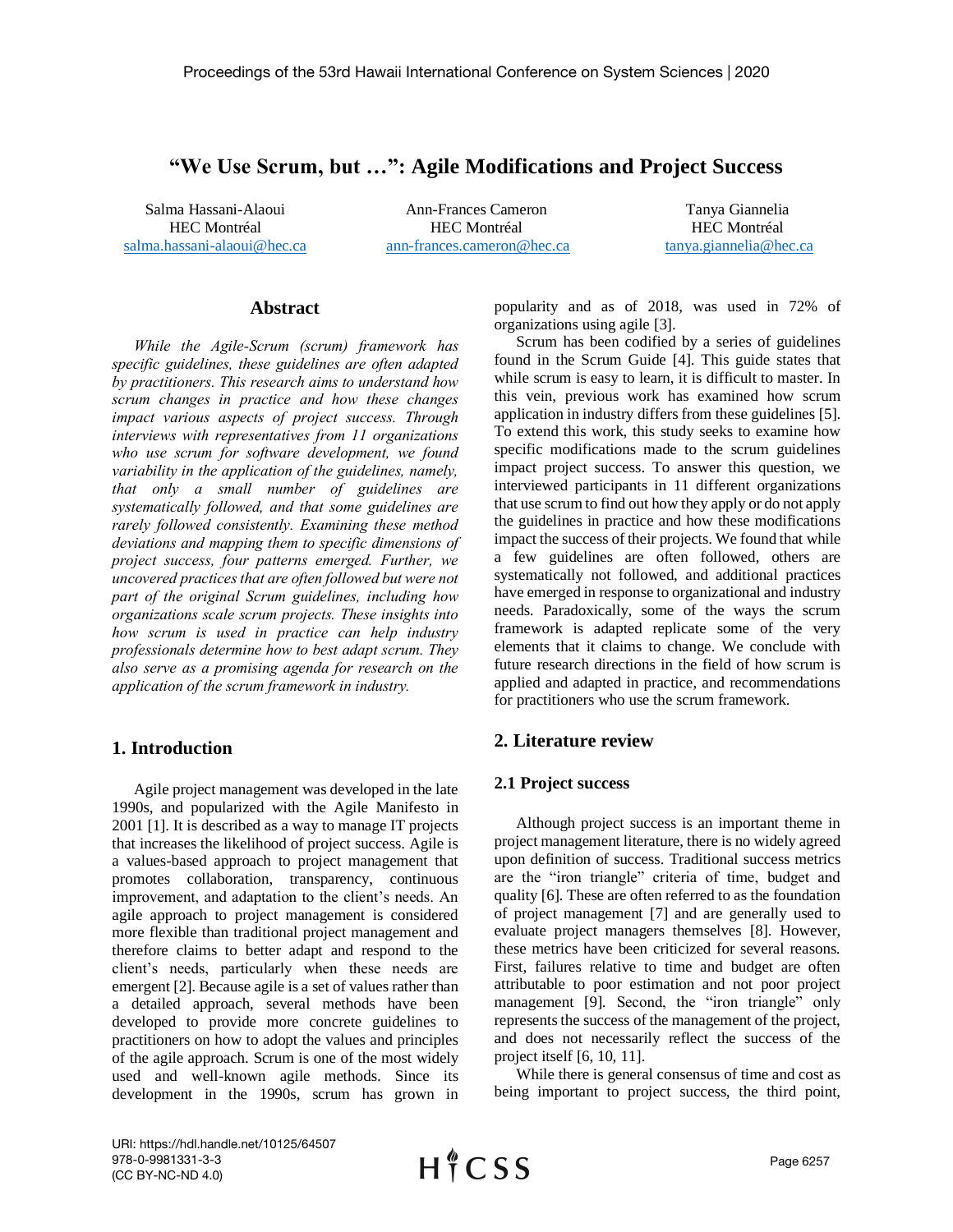# "We Use Scrum, but …": Agile Modifications and Project Success

Salma Hassani-Alaoui
HEC Montréal
salma.hassani-alaoui@hec.ca

Ann-Frances Cameron
HEC Montréal
ann-frances.cameron@hec.ca

Tanya Giannelia
HEC Montréal
tanya.giannelia@hec.ca

## Abstract

*While the Agile-Scrum (scrum) framework has specific guidelines, these guidelines are often adapted by practitioners. This research aims to understand how scrum changes in practice and how these changes impact various aspects of project success. Through interviews with representatives from 11 organizations who use scrum for software development, we found variability in the application of the guidelines, namely, that only a small number of guidelines are systematically followed, and that some guidelines are rarely followed consistently. Examining these method deviations and mapping them to specific dimensions of project success, four patterns emerged. Further, we uncovered practices that are often followed but were not part of the original Scrum guidelines, including how organizations scale scrum projects. These insights into how scrum is used in practice can help industry professionals determine how to best adapt scrum. They also serve as a promising agenda for research on the application of the scrum framework in industry.*

## 1. Introduction

Agile project management was developed in the late 1990s, and popularized with the Agile Manifesto in 2001 [1]. It is described as a way to manage IT projects that increases the likelihood of project success. Agile is a values-based approach to project management that promotes collaboration, transparency, continuous improvement, and adaptation to the client's needs. An agile approach to project management is considered more flexible than traditional project management and therefore claims to better adapt and respond to the client's needs, particularly when these needs are emergent [2]. Because agile is a set of values rather than a detailed approach, several methods have been developed to provide more concrete guidelines to practitioners on how to adopt the values and principles of the agile approach. Scrum is one of the most widely used and well-known agile methods. Since its development in the 1990s, scrum has grown in popularity and as of 2018, was used in 72% of organizations using agile [3].

Scrum has been codified by a series of guidelines found in the Scrum Guide [4]. This guide states that while scrum is easy to learn, it is difficult to master. In this vein, previous work has examined how scrum application in industry differs from these guidelines [5]. To extend this work, this study seeks to examine how specific modifications made to the scrum guidelines impact project success. To answer this question, we interviewed participants in 11 different organizations that use scrum to find out how they apply or do not apply the guidelines in practice and how these modifications impact the success of their projects. We found that while a few guidelines are often followed, others are systematically not followed, and additional practices have emerged in response to organizational and industry needs. Paradoxically, some of the ways the scrum framework is adapted replicate some of the very elements that it claims to change. We conclude with future research directions in the field of how scrum is applied and adapted in practice, and recommendations for practitioners who use the scrum framework.

## 2. Literature review

### 2.1 Project success

Although project success is an important theme in project management literature, there is no widely agreed upon definition of success. Traditional success metrics are the "iron triangle" criteria of time, budget and quality [6]. These are often referred to as the foundation of project management [7] and are generally used to evaluate project managers themselves [8]. However, these metrics have been criticized for several reasons. First, failures relative to time and budget are often attributable to poor estimation and not poor project management [9]. Second, the "iron triangle" only represents the success of the management of the project, and does not necessarily reflect the success of the project itself [6, 10, 11].

While there is general consensus of time and cost as being important to project success, the third point,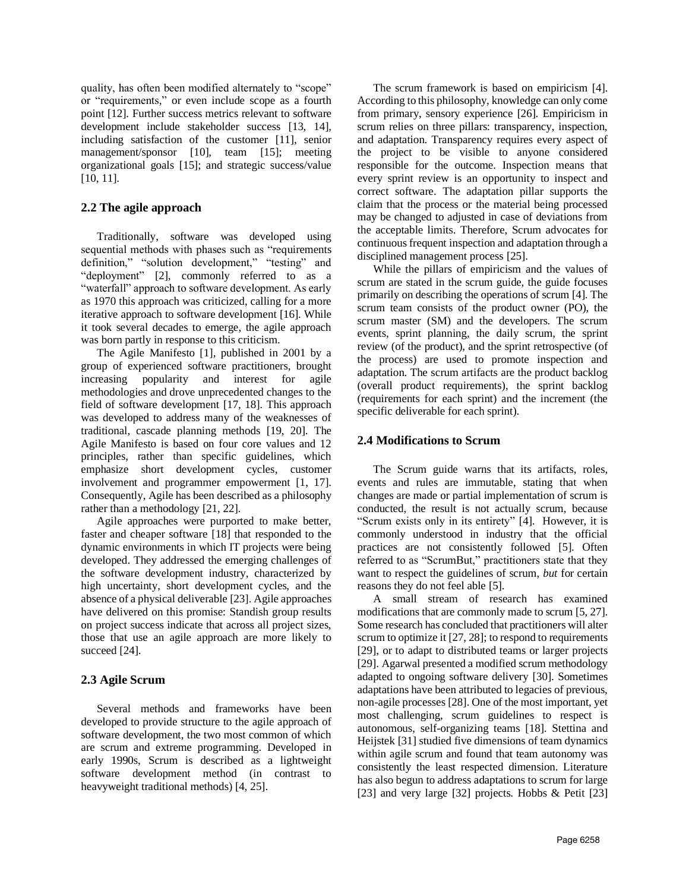quality, has often been modified alternately to "scope" or "requirements," or even include scope as a fourth point [12]. Further success metrics relevant to software development include stakeholder success [13, 14], including satisfaction of the customer [11], senior management/sponsor [10], team [15]; meeting organizational goals [15]; and strategic success/value [10, 11].

## 2.2 The agile approach

Traditionally, software was developed using sequential methods with phases such as "requirements definition," "solution development," "testing" and "deployment" [2], commonly referred to as a "waterfall" approach to software development. As early as 1970 this approach was criticized, calling for a more iterative approach to software development [16]. While it took several decades to emerge, the agile approach was born partly in response to this criticism.

The Agile Manifesto [1], published in 2001 by a group of experienced software practitioners, brought increasing popularity and interest for agile methodologies and drove unprecedented changes to the field of software development [17, 18]. This approach was developed to address many of the weaknesses of traditional, cascade planning methods [19, 20]. The Agile Manifesto is based on four core values and 12 principles, rather than specific guidelines, which emphasize short development cycles, customer involvement and programmer empowerment [1, 17]. Consequently, Agile has been described as a philosophy rather than a methodology [21, 22].

Agile approaches were purported to make better, faster and cheaper software [18] that responded to the dynamic environments in which IT projects were being developed. They addressed the emerging challenges of the software development industry, characterized by high uncertainty, short development cycles, and the absence of a physical deliverable [23]. Agile approaches have delivered on this promise: Standish group results on project success indicate that across all project sizes, those that use an agile approach are more likely to succeed [24].

## 2.3 Agile Scrum

Several methods and frameworks have been developed to provide structure to the agile approach of software development, the two most common of which are scrum and extreme programming. Developed in early 1990s, Scrum is described as a lightweight software development method (in contrast to heavyweight traditional methods) [4, 25].

The scrum framework is based on empiricism [4]. According to this philosophy, knowledge can only come from primary, sensory experience [26]. Empiricism in scrum relies on three pillars: transparency, inspection, and adaptation. Transparency requires every aspect of the project to be visible to anyone considered responsible for the outcome. Inspection means that every sprint review is an opportunity to inspect and correct software. The adaptation pillar supports the claim that the process or the material being processed may be changed to adjusted in case of deviations from the acceptable limits. Therefore, Scrum advocates for continuous frequent inspection and adaptation through a disciplined management process [25].

While the pillars of empiricism and the values of scrum are stated in the scrum guide, the guide focuses primarily on describing the operations of scrum [4]. The scrum team consists of the product owner (PO), the scrum master (SM) and the developers. The scrum events, sprint planning, the daily scrum, the sprint review (of the product), and the sprint retrospective (of the process) are used to promote inspection and adaptation. The scrum artifacts are the product backlog (overall product requirements), the sprint backlog (requirements for each sprint) and the increment (the specific deliverable for each sprint).

## 2.4 Modifications to Scrum

The Scrum guide warns that its artifacts, roles, events and rules are immutable, stating that when changes are made or partial implementation of scrum is conducted, the result is not actually scrum, because "Scrum exists only in its entirety" [4]. However, it is commonly understood in industry that the official practices are not consistently followed [5]. Often referred to as "ScrumBut," practitioners state that they want to respect the guidelines of scrum, *but* for certain reasons they do not feel able [5].

A small stream of research has examined modifications that are commonly made to scrum [5, 27]. Some research has concluded that practitioners will alter scrum to optimize it [27, 28]; to respond to requirements [29], or to adapt to distributed teams or larger projects [29]. Agarwal presented a modified scrum methodology adapted to ongoing software delivery [30]. Sometimes adaptations have been attributed to legacies of previous, non-agile processes [28]. One of the most important, yet most challenging, scrum guidelines to respect is autonomous, self-organizing teams [18]. Stettina and Heijstek [31] studied five dimensions of team dynamics within agile scrum and found that team autonomy was consistently the least respected dimension. Literature has also begun to address adaptations to scrum for large [23] and very large [32] projects. Hobbs & Petit [23]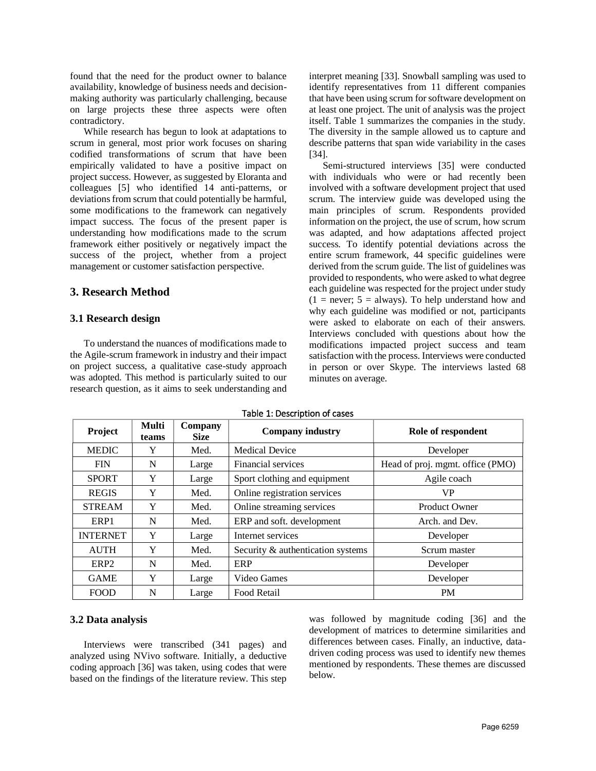found that the need for the product owner to balance availability, knowledge of business needs and decision-making authority was particularly challenging, because on large projects these three aspects were often contradictory.

While research has begun to look at adaptations to scrum in general, most prior work focuses on sharing codified transformations of scrum that have been empirically validated to have a positive impact on project success. However, as suggested by Eloranta and colleagues [5] who identified 14 anti-patterns, or deviations from scrum that could potentially be harmful, some modifications to the framework can negatively impact success. The focus of the present paper is understanding how modifications made to the scrum framework either positively or negatively impact the success of the project, whether from a project management or customer satisfaction perspective.

## 3. Research Method

### 3.1 Research design

To understand the nuances of modifications made to the Agile-scrum framework in industry and their impact on project success, a qualitative case-study approach was adopted. This method is particularly suited to our research question, as it aims to seek understanding and interpret meaning [33]. Snowball sampling was used to identify representatives from 11 different companies that have been using scrum for software development on at least one project. The unit of analysis was the project itself. Table 1 summarizes the companies in the study. The diversity in the sample allowed us to capture and describe patterns that span wide variability in the cases [34].

Semi-structured interviews [35] were conducted with individuals who were or had recently been involved with a software development project that used scrum. The interview guide was developed using the main principles of scrum. Respondents provided information on the project, the use of scrum, how scrum was adapted, and how adaptations affected project success. To identify potential deviations across the entire scrum framework, 44 specific guidelines were derived from the scrum guide. The list of guidelines was provided to respondents, who were asked to what degree each guideline was respected for the project under study (1 = never; 5 = always). To help understand how and why each guideline was modified or not, participants were asked to elaborate on each of their answers. Interviews concluded with questions about how the modifications impacted project success and team satisfaction with the process. Interviews were conducted in person or over Skype. The interviews lasted 68 minutes on average.

Table 1: Description of cases

| Project | Multi teams | Company Size | Company industry | Role of respondent |
|---|---|---|---|---|
| MEDIC | Y | Med. | Medical Device | Developer |
| FIN | N | Large | Financial services | Head of proj. mgmt. office (PMO) |
| SPORT | Y | Large | Sport clothing and equipment | Agile coach |
| REGIS | Y | Med. | Online registration services | VP |
| STREAM | Y | Med. | Online streaming services | Product Owner |
| ERP1 | N | Med. | ERP and soft. development | Arch. and Dev. |
| INTERNET | Y | Large | Internet services | Developer |
| AUTH | Y | Med. | Security & authentication systems | Scrum master |
| ERP2 | N | Med. | ERP | Developer |
| GAME | Y | Large | Video Games | Developer |
| FOOD | N | Large | Food Retail | PM |

### 3.2 Data analysis

Interviews were transcribed (341 pages) and analyzed using NVivo software. Initially, a deductive coding approach [36] was taken, using codes that were based on the findings of the literature review. This step was followed by magnitude coding [36] and the development of matrices to determine similarities and differences between cases. Finally, an inductive, data-driven coding process was used to identify new themes mentioned by respondents. These themes are discussed below.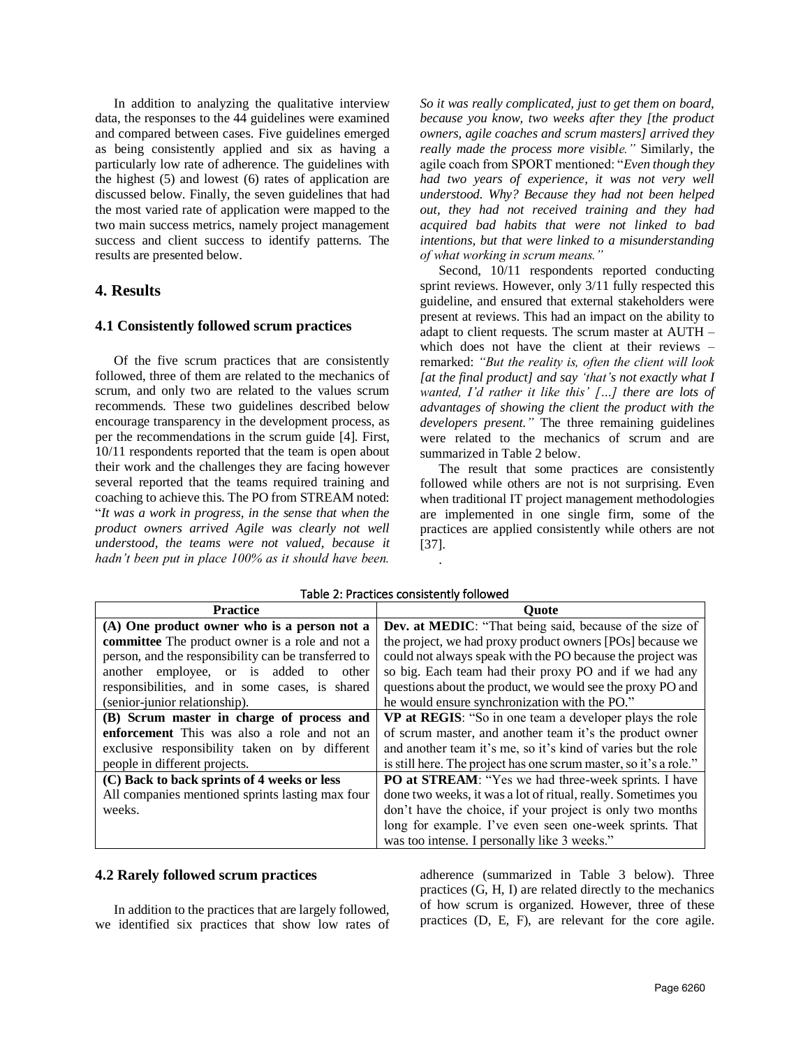In addition to analyzing the qualitative interview data, the responses to the 44 guidelines were examined and compared between cases. Five guidelines emerged as being consistently applied and six as having a particularly low rate of adherence. The guidelines with the highest (5) and lowest (6) rates of application are discussed below. Finally, the seven guidelines that had the most varied rate of application were mapped to the two main success metrics, namely project management success and client success to identify patterns. The results are presented below.

# 4. Results

## 4.1 Consistently followed scrum practices

Of the five scrum practices that are consistently followed, three of them are related to the mechanics of scrum, and only two are related to the values scrum recommends. These two guidelines described below encourage transparency in the development process, as per the recommendations in the scrum guide [4]. First, 10/11 respondents reported that the team is open about their work and the challenges they are facing however several reported that the teams required training and coaching to achieve this. The PO from STREAM noted: "*It was a work in progress, in the sense that when the product owners arrived Agile was clearly not well understood, the teams were not valued, because it hadn't been put in place 100% as it should have been. So it was really complicated, just to get them on board, because you know, two weeks after they [the product owners, agile coaches and scrum masters] arrived they really made the process more visible."* Similarly, the agile coach from SPORT mentioned: "*Even though they had two years of experience, it was not very well understood. Why? Because they had not been helped out, they had not received training and they had acquired bad habits that were not linked to bad intentions, but that were linked to a misunderstanding of what working in scrum means."*

Second, 10/11 respondents reported conducting sprint reviews. However, only 3/11 fully respected this guideline, and ensured that external stakeholders were present at reviews. This had an impact on the ability to adapt to client requests. The scrum master at AUTH – which does not have the client at their reviews – remarked: *"But the reality is, often the client will look [at the final product] and say 'that's not exactly what I wanted, I'd rather it like this' […] there are lots of advantages of showing the client the product with the developers present."* The three remaining guidelines were related to the mechanics of scrum and are summarized in Table 2 below.

The result that some practices are consistently followed while others are not is not surprising. Even when traditional IT project management methodologies are implemented in one single firm, some of the practices are applied consistently while others are not [37].

Table 2: Practices consistently followed

| Practice | Quote |
|---|---|
| **(A) One product owner who is a person not a committee** The product owner is a role and not a person, and the responsibility can be transferred to another employee, or is added to other responsibilities, and in some cases, is shared (senior-junior relationship). | **Dev. at MEDIC**: "That being said, because of the size of the project, we had proxy product owners [POs] because we could not always speak with the PO because the project was so big. Each team had their proxy PO and if we had any questions about the product, we would see the proxy PO and he would ensure synchronization with the PO." |
| **(B) Scrum master in charge of process and enforcement** This was also a role and not an exclusive responsibility taken on by different people in different projects. | **VP at REGIS**: "So in one team a developer plays the role of scrum master, and another team it's the product owner and another team it's me, so it's kind of varies but the role is still here. The project has one scrum master, so it's a role." |
| **(C) Back to back sprints of 4 weeks or less** All companies mentioned sprints lasting max four weeks. | **PO at STREAM**: "Yes we had three-week sprints. I have done two weeks, it was a lot of ritual, really. Sometimes you don't have the choice, if your project is only two months long for example. I've even seen one-week sprints. That was too intense. I personally like 3 weeks." |

## 4.2 Rarely followed scrum practices

In addition to the practices that are largely followed, we identified six practices that show low rates of adherence (summarized in Table 3 below). Three practices (G, H, I) are related directly to the mechanics of how scrum is organized. However, three of these practices (D, E, F), are relevant for the core agile.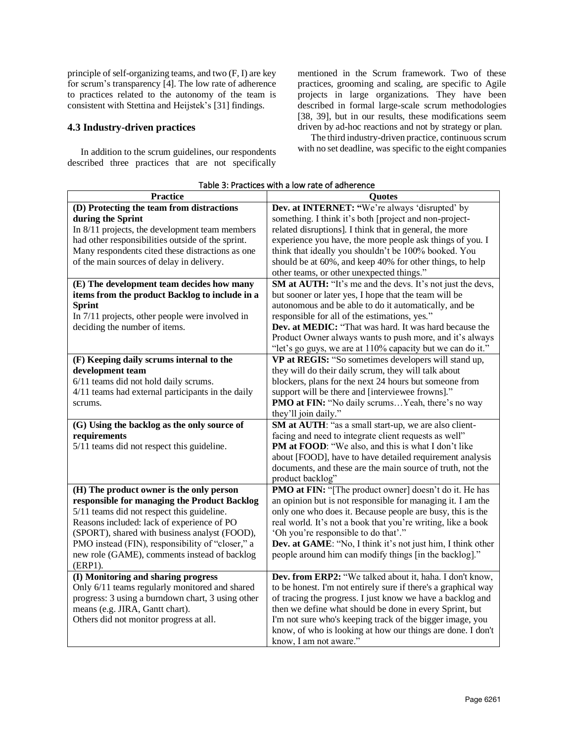principle of self-organizing teams, and two (F, I) are key for scrum's transparency [4]. The low rate of adherence to practices related to the autonomy of the team is consistent with Stettina and Heijstek's [31] findings.

### 4.3 Industry-driven practices

In addition to the scrum guidelines, our respondents described three practices that are not specifically mentioned in the Scrum framework. Two of these practices, grooming and scaling, are specific to Agile projects in large organizations. They have been described in formal large-scale scrum methodologies [38, 39], but in our results, these modifications seem driven by ad-hoc reactions and not by strategy or plan.

The third industry-driven practice, continuous scrum with no set deadline, was specific to the eight companies

Table 3: Practices with a low rate of adherence

| Practice | Quotes |
|---|---|
| **(D) Protecting the team from distractions during the Sprint**<br>In 8/11 projects, the development team members had other responsibilities outside of the sprint. Many respondents cited these distractions as one of the main sources of delay in delivery. | **Dev. at INTERNET: "**We're always 'disrupted' by something. I think it's both [project and non-project-related disruptions]. I think that in general, the more experience you have, the more people ask things of you. I think that ideally you shouldn't be 100% booked. You should be at 60%, and keep 40% for other things, to help other teams, or other unexpected things." |
| **(E) The development team decides how many items from the product Backlog to include in a Sprint**<br>In 7/11 projects, other people were involved in deciding the number of items. | **SM at AUTH:** "It's me and the devs. It's not just the devs, but sooner or later yes, I hope that the team will be autonomous and be able to do it automatically, and be responsible for all of the estimations, yes."<br>**Dev. at MEDIC:** "That was hard. It was hard because the Product Owner always wants to push more, and it's always "let's go guys, we are at 110% capacity but we can do it." |
| **(F) Keeping daily scrums internal to the development team**<br>6/11 teams did not hold daily scrums.<br>4/11 teams had external participants in the daily scrums. | **VP at REGIS:** "So sometimes developers will stand up, they will do their daily scrum, they will talk about blockers, plans for the next 24 hours but someone from support will be there and [interviewee frowns]."<br>**PMO at FIN:** "No daily scrums…Yeah, there's no way they'll join daily." |
| **(G) Using the backlog as the only source of requirements**<br>5/11 teams did not respect this guideline. | **SM at AUTH**: "as a small start-up, we are also client-facing and need to integrate client requests as well"<br>**PM at FOOD**: "We also, and this is what I don't like about [FOOD], have to have detailed requirement analysis documents, and these are the main source of truth, not the product backlog" |
| **(H) The product owner is the only person responsible for managing the Product Backlog**<br>5/11 teams did not respect this guideline.<br>Reasons included: lack of experience of PO (SPORT), shared with business analyst (FOOD), PMO instead (FIN), responsibility of "closer," a new role (GAME), comments instead of backlog (ERP1). | **PMO at FIN:** "[The product owner] doesn't do it. He has an opinion but is not responsible for managing it. I am the only one who does it. Because people are busy, this is the real world. It's not a book that you're writing, like a book 'Oh you're responsible to do that'."<br>**Dev. at GAME**: "No, I think it's not just him, I think other people around him can modify things [in the backlog]." |
| **(I) Monitoring and sharing progress**<br>Only 6/11 teams regularly monitored and shared progress: 3 using a burndown chart, 3 using other means (e.g. JIRA, Gantt chart).<br>Others did not monitor progress at all. | **Dev. from ERP2:** "We talked about it, haha. I don't know, to be honest. I'm not entirely sure if there's a graphical way of tracing the progress. I just know we have a backlog and then we define what should be done in every Sprint, but I'm not sure who's keeping track of the bigger image, you know, of who is looking at how our things are done. I don't know, I am not aware." |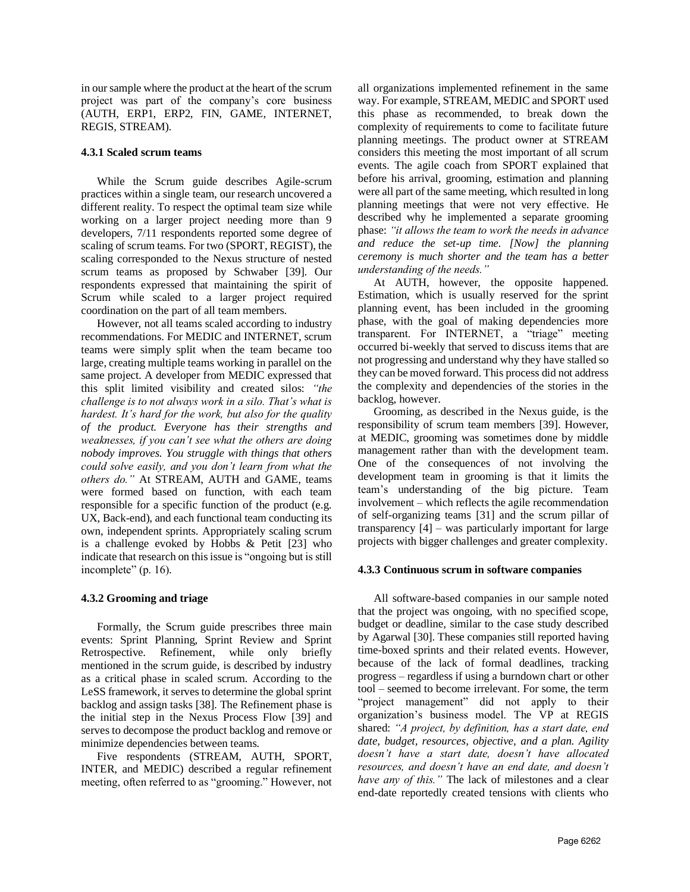in our sample where the product at the heart of the scrum project was part of the company's core business (AUTH, ERP1, ERP2, FIN, GAME, INTERNET, REGIS, STREAM).

### 4.3.1 Scaled scrum teams

While the Scrum guide describes Agile-scrum practices within a single team, our research uncovered a different reality. To respect the optimal team size while working on a larger project needing more than 9 developers, 7/11 respondents reported some degree of scaling of scrum teams. For two (SPORT, REGIST), the scaling corresponded to the Nexus structure of nested scrum teams as proposed by Schwaber [39]. Our respondents expressed that maintaining the spirit of Scrum while scaled to a larger project required coordination on the part of all team members.

However, not all teams scaled according to industry recommendations. For MEDIC and INTERNET, scrum teams were simply split when the team became too large, creating multiple teams working in parallel on the same project. A developer from MEDIC expressed that this split limited visibility and created silos: *"the challenge is to not always work in a silo. That's what is hardest. It's hard for the work, but also for the quality of the product. Everyone has their strengths and weaknesses, if you can't see what the others are doing nobody improves. You struggle with things that others could solve easily, and you don't learn from what the others do."* At STREAM, AUTH and GAME, teams were formed based on function, with each team responsible for a specific function of the product (e.g. UX, Back-end), and each functional team conducting its own, independent sprints. Appropriately scaling scrum is a challenge evoked by Hobbs & Petit [23] who indicate that research on this issue is "ongoing but is still incomplete" (p. 16).

### 4.3.2 Grooming and triage

Formally, the Scrum guide prescribes three main events: Sprint Planning, Sprint Review and Sprint Retrospective. Refinement, while only briefly mentioned in the scrum guide, is described by industry as a critical phase in scaled scrum. According to the LeSS framework, it serves to determine the global sprint backlog and assign tasks [38]. The Refinement phase is the initial step in the Nexus Process Flow [39] and serves to decompose the product backlog and remove or minimize dependencies between teams.

Five respondents (STREAM, AUTH, SPORT, INTER, and MEDIC) described a regular refinement meeting, often referred to as "grooming." However, not all organizations implemented refinement in the same way. For example, STREAM, MEDIC and SPORT used this phase as recommended, to break down the complexity of requirements to come to facilitate future planning meetings. The product owner at STREAM considers this meeting the most important of all scrum events. The agile coach from SPORT explained that before his arrival, grooming, estimation and planning were all part of the same meeting, which resulted in long planning meetings that were not very effective. He described why he implemented a separate grooming phase: *"it allows the team to work the needs in advance and reduce the set-up time. [Now] the planning ceremony is much shorter and the team has a better understanding of the needs."*

At AUTH, however, the opposite happened. Estimation, which is usually reserved for the sprint planning event, has been included in the grooming phase, with the goal of making dependencies more transparent. For INTERNET, a "triage" meeting occurred bi-weekly that served to discuss items that are not progressing and understand why they have stalled so they can be moved forward. This process did not address the complexity and dependencies of the stories in the backlog, however.

Grooming, as described in the Nexus guide, is the responsibility of scrum team members [39]. However, at MEDIC, grooming was sometimes done by middle management rather than with the development team. One of the consequences of not involving the development team in grooming is that it limits the team's understanding of the big picture. Team involvement – which reflects the agile recommendation of self-organizing teams [31] and the scrum pillar of transparency [4] – was particularly important for large projects with bigger challenges and greater complexity.

### 4.3.3 Continuous scrum in software companies

All software-based companies in our sample noted that the project was ongoing, with no specified scope, budget or deadline, similar to the case study described by Agarwal [30]. These companies still reported having time-boxed sprints and their related events. However, because of the lack of formal deadlines, tracking progress – regardless if using a burndown chart or other tool – seemed to become irrelevant. For some, the term "project management" did not apply to their organization's business model. The VP at REGIS shared: *"A project, by definition, has a start date, end date, budget, resources, objective, and a plan. Agility doesn't have a start date, doesn't have allocated resources, and doesn't have an end date, and doesn't have any of this."* The lack of milestones and a clear end-date reportedly created tensions with clients who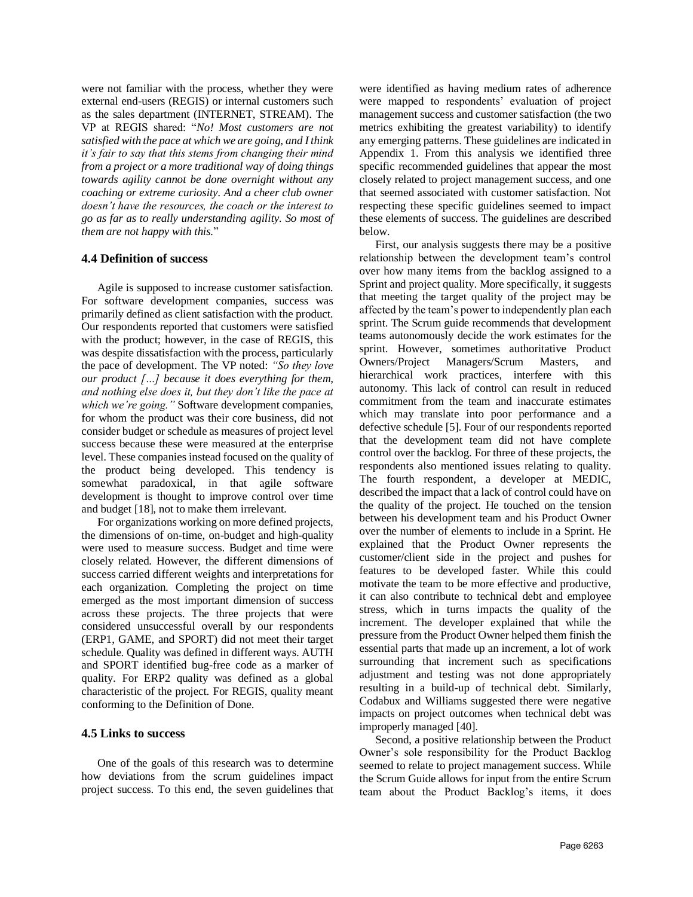were not familiar with the process, whether they were external end-users (REGIS) or internal customers such as the sales department (INTERNET, STREAM). The VP at REGIS shared: "*No! Most customers are not satisfied with the pace at which we are going, and I think it's fair to say that this stems from changing their mind from a project or a more traditional way of doing things towards agility cannot be done overnight without any coaching or extreme curiosity. And a cheer club owner doesn't have the resources, the coach or the interest to go as far as to really understanding agility. So most of them are not happy with this.*"

### 4.4 Definition of success

Agile is supposed to increase customer satisfaction. For software development companies, success was primarily defined as client satisfaction with the product. Our respondents reported that customers were satisfied with the product; however, in the case of REGIS, this was despite dissatisfaction with the process, particularly the pace of development. The VP noted: *"So they love our product […] because it does everything for them, and nothing else does it, but they don't like the pace at which we're going."* Software development companies, for whom the product was their core business, did not consider budget or schedule as measures of project level success because these were measured at the enterprise level. These companies instead focused on the quality of the product being developed. This tendency is somewhat paradoxical, in that agile software development is thought to improve control over time and budget [18], not to make them irrelevant.

For organizations working on more defined projects, the dimensions of on-time, on-budget and high-quality were used to measure success. Budget and time were closely related. However, the different dimensions of success carried different weights and interpretations for each organization. Completing the project on time emerged as the most important dimension of success across these projects. The three projects that were considered unsuccessful overall by our respondents (ERP1, GAME, and SPORT) did not meet their target schedule. Quality was defined in different ways. AUTH and SPORT identified bug-free code as a marker of quality. For ERP2 quality was defined as a global characteristic of the project. For REGIS, quality meant conforming to the Definition of Done.

### 4.5 Links to success

One of the goals of this research was to determine how deviations from the scrum guidelines impact project success. To this end, the seven guidelines that were identified as having medium rates of adherence were mapped to respondents' evaluation of project management success and customer satisfaction (the two metrics exhibiting the greatest variability) to identify any emerging patterns. These guidelines are indicated in Appendix 1. From this analysis we identified three specific recommended guidelines that appear the most closely related to project management success, and one that seemed associated with customer satisfaction. Not respecting these specific guidelines seemed to impact these elements of success. The guidelines are described below.

First, our analysis suggests there may be a positive relationship between the development team's control over how many items from the backlog assigned to a Sprint and project quality. More specifically, it suggests that meeting the target quality of the project may be affected by the team's power to independently plan each sprint. The Scrum guide recommends that development teams autonomously decide the work estimates for the sprint. However, sometimes authoritative Product Owners/Project Managers/Scrum Masters, and hierarchical work practices, interfere with this autonomy. This lack of control can result in reduced commitment from the team and inaccurate estimates which may translate into poor performance and a defective schedule [5]. Four of our respondents reported that the development team did not have complete control over the backlog. For three of these projects, the respondents also mentioned issues relating to quality. The fourth respondent, a developer at MEDIC, described the impact that a lack of control could have on the quality of the project. He touched on the tension between his development team and his Product Owner over the number of elements to include in a Sprint. He explained that the Product Owner represents the customer/client side in the project and pushes for features to be developed faster. While this could motivate the team to be more effective and productive, it can also contribute to technical debt and employee stress, which in turns impacts the quality of the increment. The developer explained that while the pressure from the Product Owner helped them finish the essential parts that made up an increment, a lot of work surrounding that increment such as specifications adjustment and testing was not done appropriately resulting in a build-up of technical debt. Similarly, Codabux and Williams suggested there were negative impacts on project outcomes when technical debt was improperly managed [40].

Second, a positive relationship between the Product Owner's sole responsibility for the Product Backlog seemed to relate to project management success. While the Scrum Guide allows for input from the entire Scrum team about the Product Backlog's items, it does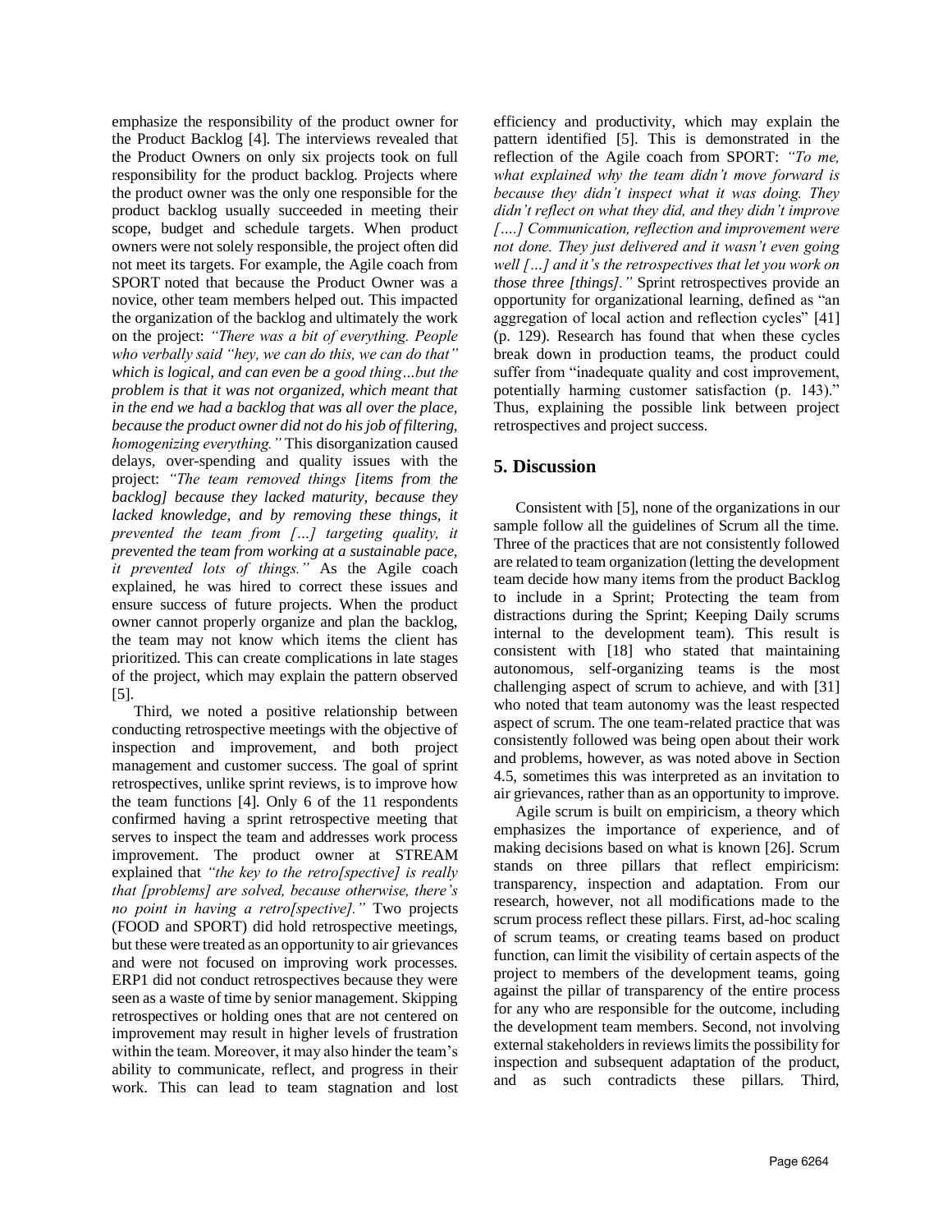emphasize the responsibility of the product owner for the Product Backlog [4]. The interviews revealed that the Product Owners on only six projects took on full responsibility for the product backlog. Projects where the product owner was the only one responsible for the product backlog usually succeeded in meeting their scope, budget and schedule targets. When product owners were not solely responsible, the project often did not meet its targets. For example, the Agile coach from SPORT noted that because the Product Owner was a novice, other team members helped out. This impacted the organization of the backlog and ultimately the work on the project: *"There was a bit of everything. People who verbally said "hey, we can do this, we can do that" which is logical, and can even be a good thing…but the problem is that it was not organized, which meant that in the end we had a backlog that was all over the place, because the product owner did not do his job of filtering, homogenizing everything."* This disorganization caused delays, over-spending and quality issues with the project: *"The team removed things [items from the backlog] because they lacked maturity, because they lacked knowledge, and by removing these things, it prevented the team from […] targeting quality, it prevented the team from working at a sustainable pace, it prevented lots of things."* As the Agile coach explained, he was hired to correct these issues and ensure success of future projects. When the product owner cannot properly organize and plan the backlog, the team may not know which items the client has prioritized. This can create complications in late stages of the project, which may explain the pattern observed [5].

Third, we noted a positive relationship between conducting retrospective meetings with the objective of inspection and improvement, and both project management and customer success. The goal of sprint retrospectives, unlike sprint reviews, is to improve how the team functions [4]. Only 6 of the 11 respondents confirmed having a sprint retrospective meeting that serves to inspect the team and addresses work process improvement. The product owner at STREAM explained that *"the key to the retro[spective] is really that [problems] are solved, because otherwise, there's no point in having a retro[spective]."* Two projects (FOOD and SPORT) did hold retrospective meetings, but these were treated as an opportunity to air grievances and were not focused on improving work processes. ERP1 did not conduct retrospectives because they were seen as a waste of time by senior management. Skipping retrospectives or holding ones that are not centered on improvement may result in higher levels of frustration within the team. Moreover, it may also hinder the team's ability to communicate, reflect, and progress in their work. This can lead to team stagnation and lost efficiency and productivity, which may explain the pattern identified [5]. This is demonstrated in the reflection of the Agile coach from SPORT: *"To me, what explained why the team didn't move forward is because they didn't inspect what it was doing. They didn't reflect on what they did, and they didn't improve [….] Communication, reflection and improvement were not done. They just delivered and it wasn't even going well […] and it's the retrospectives that let you work on those three [things]."* Sprint retrospectives provide an opportunity for organizational learning, defined as "an aggregation of local action and reflection cycles" [41] (p. 129). Research has found that when these cycles break down in production teams, the product could suffer from "inadequate quality and cost improvement, potentially harming customer satisfaction (p. 143)." Thus, explaining the possible link between project retrospectives and project success.

## 5. Discussion

Consistent with [5], none of the organizations in our sample follow all the guidelines of Scrum all the time. Three of the practices that are not consistently followed are related to team organization (letting the development team decide how many items from the product Backlog to include in a Sprint; Protecting the team from distractions during the Sprint; Keeping Daily scrums internal to the development team). This result is consistent with [18] who stated that maintaining autonomous, self-organizing teams is the most challenging aspect of scrum to achieve, and with [31] who noted that team autonomy was the least respected aspect of scrum. The one team-related practice that was consistently followed was being open about their work and problems, however, as was noted above in Section 4.5, sometimes this was interpreted as an invitation to air grievances, rather than as an opportunity to improve.

Agile scrum is built on empiricism, a theory which emphasizes the importance of experience, and of making decisions based on what is known [26]. Scrum stands on three pillars that reflect empiricism: transparency, inspection and adaptation. From our research, however, not all modifications made to the scrum process reflect these pillars. First, ad-hoc scaling of scrum teams, or creating teams based on product function, can limit the visibility of certain aspects of the project to members of the development teams, going against the pillar of transparency of the entire process for any who are responsible for the outcome, including the development team members. Second, not involving external stakeholders in reviews limits the possibility for inspection and subsequent adaptation of the product, and as such contradicts these pillars. Third,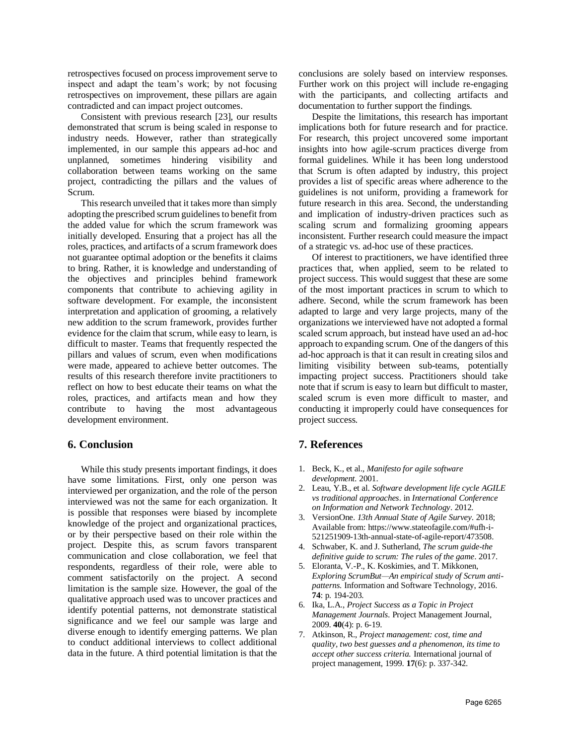retrospectives focused on process improvement serve to inspect and adapt the team's work; by not focusing retrospectives on improvement, these pillars are again contradicted and can impact project outcomes.

Consistent with previous research [23], our results demonstrated that scrum is being scaled in response to industry needs. However, rather than strategically implemented, in our sample this appears ad-hoc and unplanned, sometimes hindering visibility and collaboration between teams working on the same project, contradicting the pillars and the values of Scrum.

This research unveiled that it takes more than simply adopting the prescribed scrum guidelines to benefit from the added value for which the scrum framework was initially developed. Ensuring that a project has all the roles, practices, and artifacts of a scrum framework does not guarantee optimal adoption or the benefits it claims to bring. Rather, it is knowledge and understanding of the objectives and principles behind framework components that contribute to achieving agility in software development. For example, the inconsistent interpretation and application of grooming, a relatively new addition to the scrum framework, provides further evidence for the claim that scrum, while easy to learn, is difficult to master. Teams that frequently respected the pillars and values of scrum, even when modifications were made, appeared to achieve better outcomes. The results of this research therefore invite practitioners to reflect on how to best educate their teams on what the roles, practices, and artifacts mean and how they contribute to having the most advantageous development environment.

## 6. Conclusion

While this study presents important findings, it does have some limitations. First, only one person was interviewed per organization, and the role of the person interviewed was not the same for each organization. It is possible that responses were biased by incomplete knowledge of the project and organizational practices, or by their perspective based on their role within the project. Despite this, as scrum favors transparent communication and close collaboration, we feel that respondents, regardless of their role, were able to comment satisfactorily on the project. A second limitation is the sample size. However, the goal of the qualitative approach used was to uncover practices and identify potential patterns, not demonstrate statistical significance and we feel our sample was large and diverse enough to identify emerging patterns. We plan to conduct additional interviews to collect additional data in the future. A third potential limitation is that the conclusions are solely based on interview responses. Further work on this project will include re-engaging with the participants, and collecting artifacts and documentation to further support the findings.

Despite the limitations, this research has important implications both for future research and for practice. For research, this project uncovered some important insights into how agile-scrum practices diverge from formal guidelines. While it has been long understood that Scrum is often adapted by industry, this project provides a list of specific areas where adherence to the guidelines is not uniform, providing a framework for future research in this area. Second, the understanding and implication of industry-driven practices such as scaling scrum and formalizing grooming appears inconsistent. Further research could measure the impact of a strategic vs. ad-hoc use of these practices.

Of interest to practitioners, we have identified three practices that, when applied, seem to be related to project success. This would suggest that these are some of the most important practices in scrum to which to adhere. Second, while the scrum framework has been adapted to large and very large projects, many of the organizations we interviewed have not adopted a formal scaled scrum approach, but instead have used an ad-hoc approach to expanding scrum. One of the dangers of this ad-hoc approach is that it can result in creating silos and limiting visibility between sub-teams, potentially impacting project success. Practitioners should take note that if scrum is easy to learn but difficult to master, scaled scrum is even more difficult to master, and conducting it improperly could have consequences for project success.

## 7. References

1. Beck, K., et al., *Manifesto for agile software development.* 2001.
2. Leau, Y.B., et al. *Software development life cycle AGILE vs traditional approaches*. in *International Conference on Information and Network Technology*. 2012.
3. VersionOne. *13th Annual State of Agile Survey.* 2018; Available from: https://www.stateofagile.com/#ufh-i-521251909-13th-annual-state-of-agile-report/473508.
4. Schwaber, K. and J. Sutherland, *The scrum guide-the definitive guide to scrum: The rules of the game*. 2017.
5. Eloranta, V.-P., K. Koskimies, and T. Mikkonen, *Exploring ScrumBut—An empirical study of Scrum anti-patterns.* Information and Software Technology, 2016. **74**: p. 194-203.
6. Ika, L.A., *Project Success as a Topic in Project Management Journals.* Project Management Journal, 2009. **40**(4): p. 6-19.
7. Atkinson, R., *Project management: cost, time and quality, two best guesses and a phenomenon, its time to accept other success criteria.* International journal of project management, 1999. **17**(6): p. 337-342.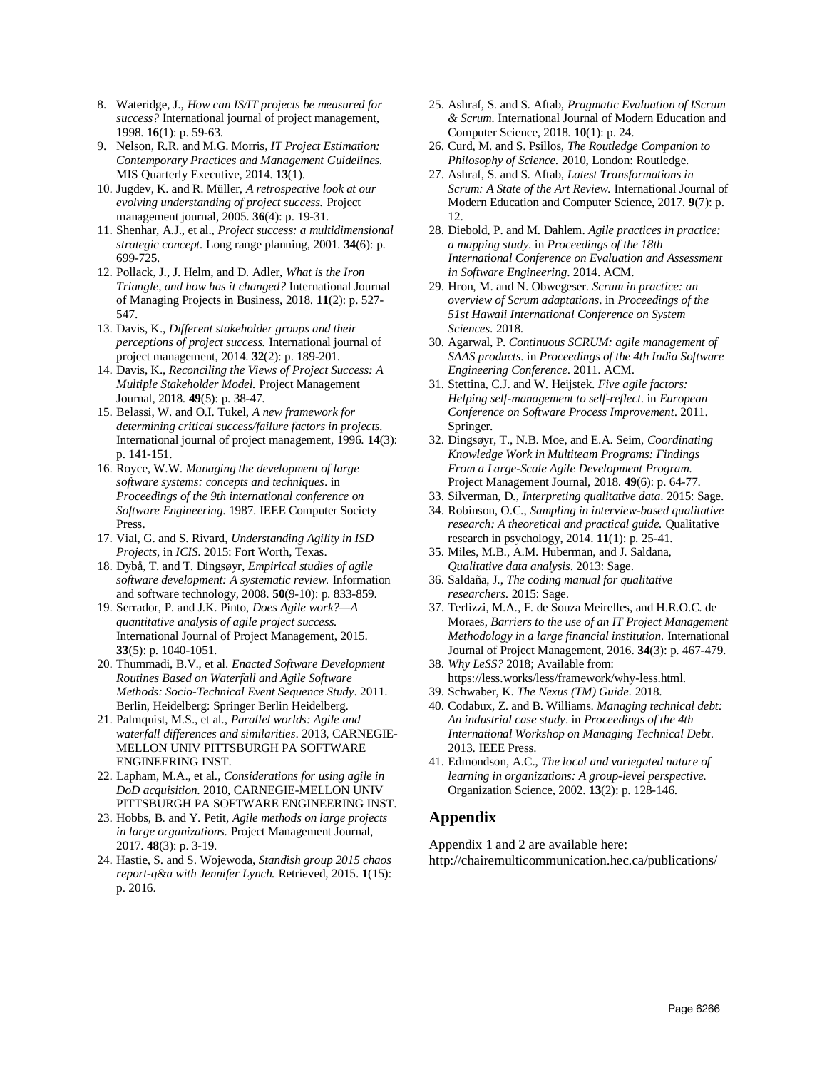8. Wateridge, J., *How can IS/IT projects be measured for success?* International journal of project management, 1998. **16**(1): p. 59-63.
9. Nelson, R.R. and M.G. Morris, *IT Project Estimation: Contemporary Practices and Management Guidelines.* MIS Quarterly Executive, 2014. **13**(1).
10. Jugdev, K. and R. Müller, *A retrospective look at our evolving understanding of project success.* Project management journal, 2005. **36**(4): p. 19-31.
11. Shenhar, A.J., et al., *Project success: a multidimensional strategic concept.* Long range planning, 2001. **34**(6): p. 699-725.
12. Pollack, J., J. Helm, and D. Adler, *What is the Iron Triangle, and how has it changed?* International Journal of Managing Projects in Business, 2018. **11**(2): p. 527-547.
13. Davis, K., *Different stakeholder groups and their perceptions of project success.* International journal of project management, 2014. **32**(2): p. 189-201.
14. Davis, K., *Reconciling the Views of Project Success: A Multiple Stakeholder Model.* Project Management Journal, 2018. **49**(5): p. 38-47.
15. Belassi, W. and O.I. Tukel, *A new framework for determining critical success/failure factors in projects.* International journal of project management, 1996. **14**(3): p. 141-151.
16. Royce, W.W. *Managing the development of large software systems: concepts and techniques*. in *Proceedings of the 9th international conference on Software Engineering.* 1987. IEEE Computer Society Press.
17. Vial, G. and S. Rivard, *Understanding Agility in ISD Projects*, in *ICIS*. 2015: Fort Worth, Texas.
18. Dybå, T. and T. Dingsøyr, *Empirical studies of agile software development: A systematic review.* Information and software technology, 2008. **50**(9-10): p. 833-859.
19. Serrador, P. and J.K. Pinto, *Does Agile work?—A quantitative analysis of agile project success.* International Journal of Project Management, 2015. **33**(5): p. 1040-1051.
20. Thummadi, B.V., et al. *Enacted Software Development Routines Based on Waterfall and Agile Software Methods: Socio-Technical Event Sequence Study*. 2011. Berlin, Heidelberg: Springer Berlin Heidelberg.
21. Palmquist, M.S., et al., *Parallel worlds: Agile and waterfall differences and similarities*. 2013, CARNEGIE-MELLON UNIV PITTSBURGH PA SOFTWARE ENGINEERING INST.
22. Lapham, M.A., et al., *Considerations for using agile in DoD acquisition.* 2010, CARNEGIE-MELLON UNIV PITTSBURGH PA SOFTWARE ENGINEERING INST.
23. Hobbs, B. and Y. Petit, *Agile methods on large projects in large organizations.* Project Management Journal, 2017. **48**(3): p. 3-19.
24. Hastie, S. and S. Wojewoda, *Standish group 2015 chaos report-q&a with Jennifer Lynch.* Retrieved, 2015. **1**(15): p. 2016.
25. Ashraf, S. and S. Aftab, *Pragmatic Evaluation of IScrum & Scrum.* International Journal of Modern Education and Computer Science, 2018. **10**(1): p. 24.
26. Curd, M. and S. Psillos, *The Routledge Companion to Philosophy of Science*. 2010, London: Routledge.
27. Ashraf, S. and S. Aftab, *Latest Transformations in Scrum: A State of the Art Review.* International Journal of Modern Education and Computer Science, 2017. **9**(7): p. 12.
28. Diebold, P. and M. Dahlem. *Agile practices in practice: a mapping study*. in *Proceedings of the 18th International Conference on Evaluation and Assessment in Software Engineering*. 2014. ACM.
29. Hron, M. and N. Obwegeser. *Scrum in practice: an overview of Scrum adaptations*. in *Proceedings of the 51st Hawaii International Conference on System Sciences*. 2018.
30. Agarwal, P. *Continuous SCRUM: agile management of SAAS products*. in *Proceedings of the 4th India Software Engineering Conference*. 2011. ACM.
31. Stettina, C.J. and W. Heijstek. *Five agile factors: Helping self-management to self-reflect*. in *European Conference on Software Process Improvement*. 2011. Springer.
32. Dingsøyr, T., N.B. Moe, and E.A. Seim, *Coordinating Knowledge Work in Multiteam Programs: Findings From a Large-Scale Agile Development Program.* Project Management Journal, 2018. **49**(6): p. 64-77.
33. Silverman, D., *Interpreting qualitative data*. 2015: Sage.
34. Robinson, O.C., *Sampling in interview-based qualitative research: A theoretical and practical guide.* Qualitative research in psychology, 2014. **11**(1): p. 25-41.
35. Miles, M.B., A.M. Huberman, and J. Saldana, *Qualitative data analysis*. 2013: Sage.
36. Saldaña, J., *The coding manual for qualitative researchers*. 2015: Sage.
37. Terlizzi, M.A., F. de Souza Meirelles, and H.R.O.C. de Moraes, *Barriers to the use of an IT Project Management Methodology in a large financial institution.* International Journal of Project Management, 2016. **34**(3): p. 467-479.
38. *Why LeSS?* 2018; Available from: https://less.works/less/framework/why-less.html.
39. Schwaber, K. *The Nexus (TM) Guide.* 2018.
40. Codabux, Z. and B. Williams. *Managing technical debt: An industrial case study*. in *Proceedings of the 4th International Workshop on Managing Technical Debt*. 2013. IEEE Press.
41. Edmondson, A.C., *The local and variegated nature of learning in organizations: A group-level perspective.* Organization Science, 2002. **13**(2): p. 128-146.

## Appendix

Appendix 1 and 2 are available here: http://chairemulticommunication.hec.ca/publications/